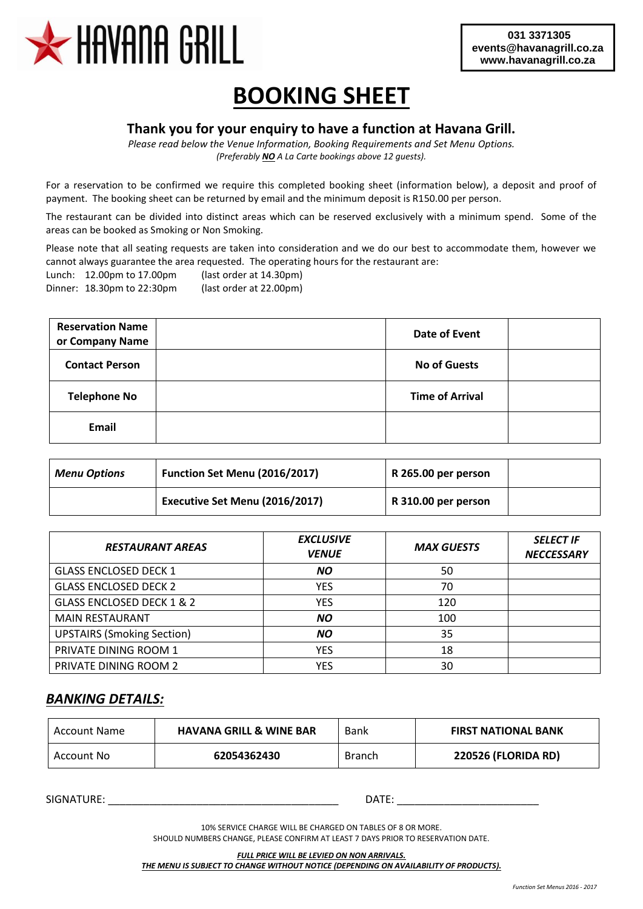HAVANA GRILL

031 3371305
events@havanagrill.co.za
www.havanagrill.co.za

# BOOKING SHEET

## Thank you for your enquiry to have a function at Havana Grill.

*Please read below the Venue Information, Booking Requirements and Set Menu Options.*
*(Preferably **NO** A La Carte bookings above 12 guests).*

For a reservation to be confirmed we require this completed booking sheet (information below), a deposit and proof of payment. The booking sheet can be returned by email and the minimum deposit is R150.00 per person.

The restaurant can be divided into distinct areas which can be reserved exclusively with a minimum spend. Some of the areas can be booked as Smoking or Non Smoking.

Please note that all seating requests are taken into consideration and we do our best to accommodate them, however we cannot always guarantee the area requested. The operating hours for the restaurant are:

Lunch: 12.00pm to 17.00pm (last order at 14.30pm)
Dinner: 18.30pm to 22:30pm (last order at 22.00pm)

| **Reservation Name or Company Name** | | **Date of Event** | |
|---|---|---|---|
| **Contact Person** | | **No of Guests** | |
| **Telephone No** | | **Time of Arrival** | |
| **Email** | | | |

| ***Menu Options*** | **Function Set Menu (2016/2017)** | **R 265.00 per person** | |
|---|---|---|---|
| | **Executive Set Menu (2016/2017)** | **R 310.00 per person** | |

| ***RESTAURANT AREAS*** | ***EXCLUSIVE VENUE*** | ***MAX GUESTS*** | ***SELECT IF NECCESSARY*** |
|---|---|---|---|
| GLASS ENCLOSED DECK 1 | ***NO*** | 50 | |
| GLASS ENCLOSED DECK 2 | YES | 70 | |
| GLASS ENCLOSED DECK 1 & 2 | YES | 120 | |
| MAIN RESTAURANT | ***NO*** | 100 | |
| UPSTAIRS (Smoking Section) | ***NO*** | 35 | |
| PRIVATE DINING ROOM 1 | YES | 18 | |
| PRIVATE DINING ROOM 2 | YES | 30 | |

## ***BANKING DETAILS:***

| Account Name | **HAVANA GRILL & WINE BAR** | Bank | **FIRST NATIONAL BANK** |
|---|---|---|---|
| Account No | **62054362430** | Branch | **220526 (FLORIDA RD)** |

SIGNATURE: _______________________________________ DATE: ________________________

10% SERVICE CHARGE WILL BE CHARGED ON TABLES OF 8 OR MORE.
SHOULD NUMBERS CHANGE, PLEASE CONFIRM AT LEAST 7 DAYS PRIOR TO RESERVATION DATE.

***FULL PRICE WILL BE LEVIED ON NON ARRIVALS.***
***THE MENU IS SUBJECT TO CHANGE WITHOUT NOTICE (DEPENDING ON AVAILABILITY OF PRODUCTS).***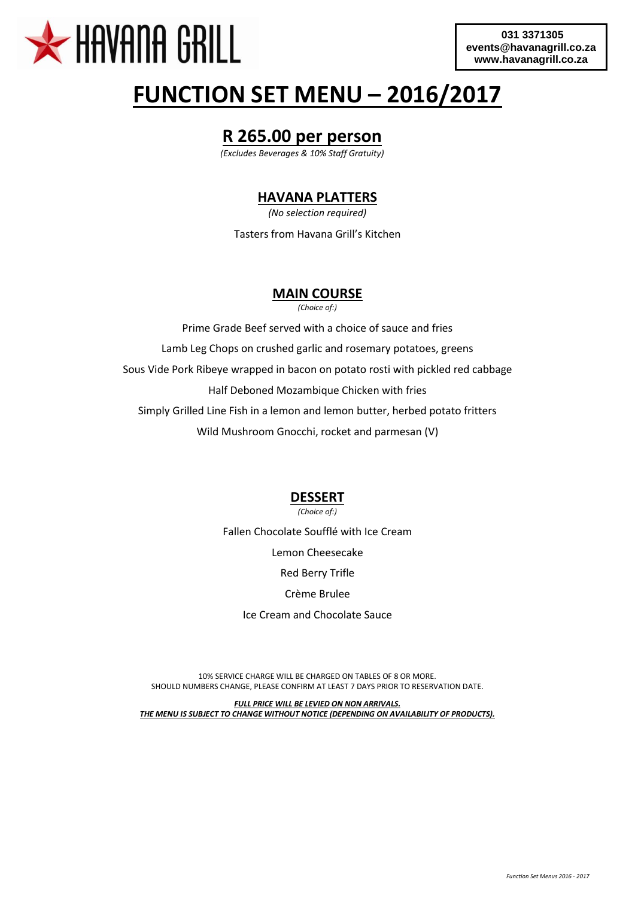HAVANA GRILL

031 3371305
events@havanagrill.co.za
www.havanagrill.co.za

# FUNCTION SET MENU – 2016/2017

## R 265.00 per person

*(Excludes Beverages & 10% Staff Gratuity)*

### HAVANA PLATTERS

*(No selection required)*

Tasters from Havana Grill's Kitchen

### MAIN COURSE

*(Choice of:)*

Prime Grade Beef served with a choice of sauce and fries

Lamb Leg Chops on crushed garlic and rosemary potatoes, greens

Sous Vide Pork Ribeye wrapped in bacon on potato rosti with pickled red cabbage

Half Deboned Mozambique Chicken with fries

Simply Grilled Line Fish in a lemon and lemon butter, herbed potato fritters

Wild Mushroom Gnocchi, rocket and parmesan (V)

### DESSERT

*(Choice of:)*

Fallen Chocolate Soufflé with Ice Cream

Lemon Cheesecake

Red Berry Trifle

Crème Brulee

Ice Cream and Chocolate Sauce

10% SERVICE CHARGE WILL BE CHARGED ON TABLES OF 8 OR MORE.
SHOULD NUMBERS CHANGE, PLEASE CONFIRM AT LEAST 7 DAYS PRIOR TO RESERVATION DATE.

***FULL PRICE WILL BE LEVIED ON NON ARRIVALS.***
***THE MENU IS SUBJECT TO CHANGE WITHOUT NOTICE (DEPENDING ON AVAILABILITY OF PRODUCTS).***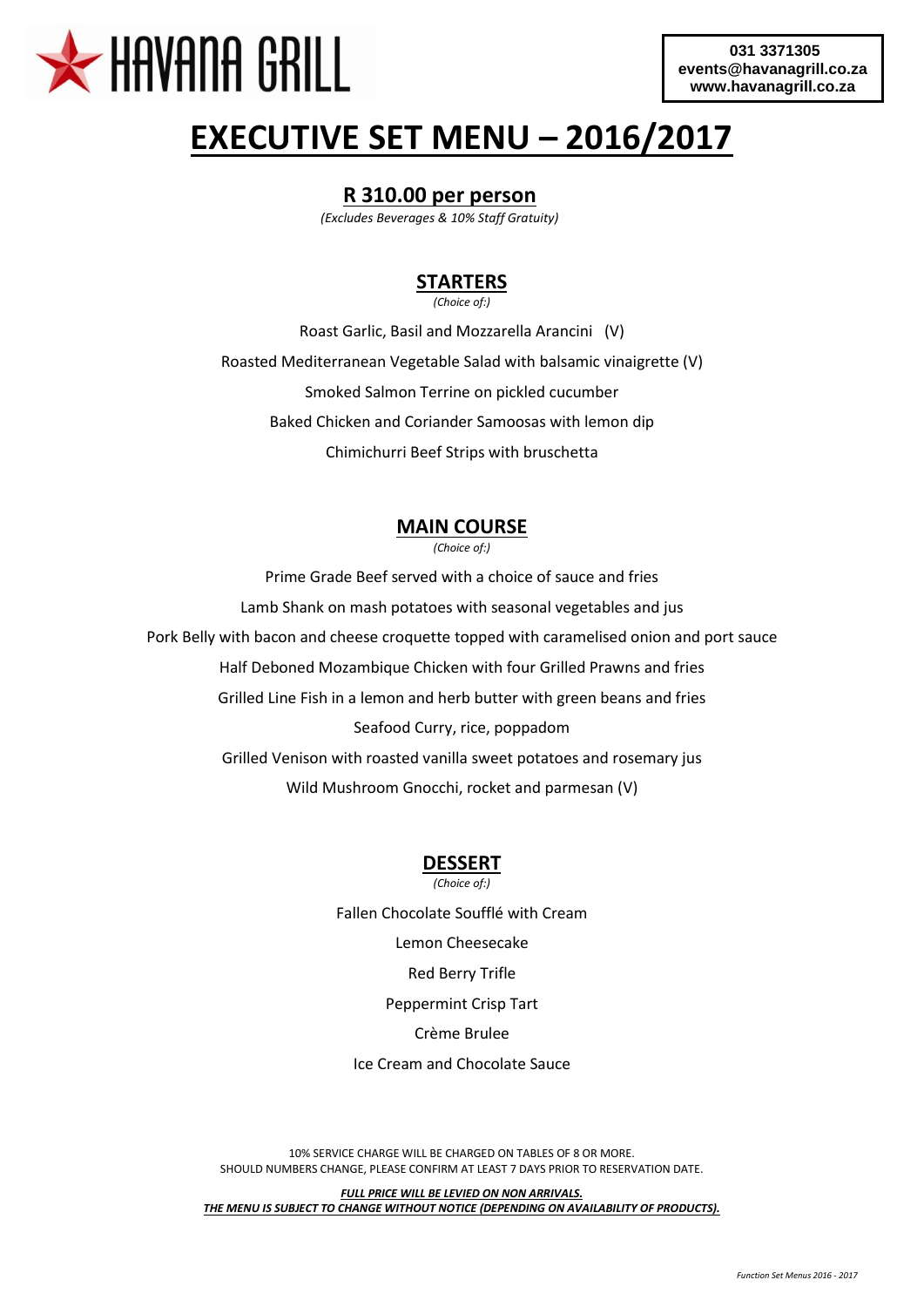# HAVANA GRILL

**031 3371305**
**events@havanagrill.co.za**
**www.havanagrill.co.za**

# EXECUTIVE SET MENU – 2016/2017

## R 310.00 per person

*(Excludes Beverages & 10% Staff Gratuity)*

## STARTERS

*(Choice of:)*

Roast Garlic, Basil and Mozzarella Arancini (V)

Roasted Mediterranean Vegetable Salad with balsamic vinaigrette (V)

Smoked Salmon Terrine on pickled cucumber

Baked Chicken and Coriander Samoosas with lemon dip

Chimichurri Beef Strips with bruschetta

## MAIN COURSE

*(Choice of:)*

Prime Grade Beef served with a choice of sauce and fries

Lamb Shank on mash potatoes with seasonal vegetables and jus

Pork Belly with bacon and cheese croquette topped with caramelised onion and port sauce

Half Deboned Mozambique Chicken with four Grilled Prawns and fries

Grilled Line Fish in a lemon and herb butter with green beans and fries

Seafood Curry, rice, poppadom

Grilled Venison with roasted vanilla sweet potatoes and rosemary jus

Wild Mushroom Gnocchi, rocket and parmesan (V)

## DESSERT

*(Choice of:)*

Fallen Chocolate Soufflé with Cream

Lemon Cheesecake

Red Berry Trifle

Peppermint Crisp Tart

Crème Brulee

Ice Cream and Chocolate Sauce

10% SERVICE CHARGE WILL BE CHARGED ON TABLES OF 8 OR MORE.
SHOULD NUMBERS CHANGE, PLEASE CONFIRM AT LEAST 7 DAYS PRIOR TO RESERVATION DATE.

***FULL PRICE WILL BE LEVIED ON NON ARRIVALS.***
***THE MENU IS SUBJECT TO CHANGE WITHOUT NOTICE (DEPENDING ON AVAILABILITY OF PRODUCTS).***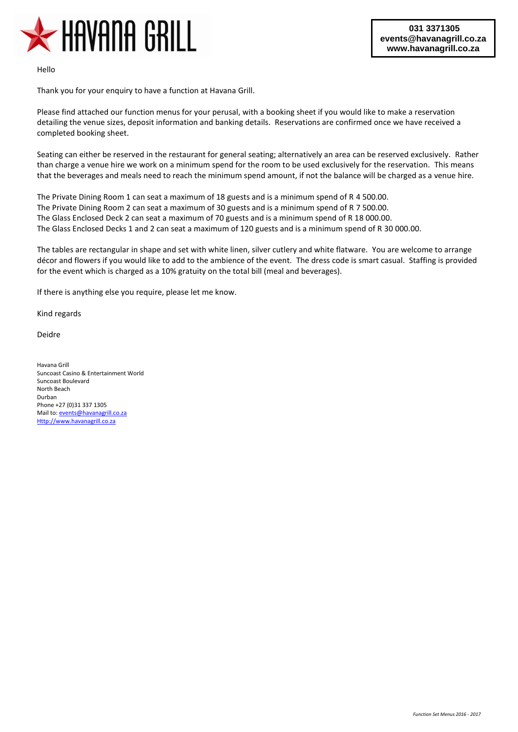**HAVANA GRILL**

**031 3371305**
**events@havanagrill.co.za**
**www.havanagrill.co.za**

Hello

Thank you for your enquiry to have a function at Havana Grill.

Please find attached our function menus for your perusal, with a booking sheet if you would like to make a reservation detailing the venue sizes, deposit information and banking details. Reservations are confirmed once we have received a completed booking sheet.

Seating can either be reserved in the restaurant for general seating; alternatively an area can be reserved exclusively. Rather than charge a venue hire we work on a minimum spend for the room to be used exclusively for the reservation. This means that the beverages and meals need to reach the minimum spend amount, if not the balance will be charged as a venue hire.

The Private Dining Room 1 can seat a maximum of 18 guests and is a minimum spend of R 4 500.00.
The Private Dining Room 2 can seat a maximum of 30 guests and is a minimum spend of R 7 500.00.
The Glass Enclosed Deck 2 can seat a maximum of 70 guests and is a minimum spend of R 18 000.00.
The Glass Enclosed Decks 1 and 2 can seat a maximum of 120 guests and is a minimum spend of R 30 000.00.

The tables are rectangular in shape and set with white linen, silver cutlery and white flatware. You are welcome to arrange décor and flowers if you would like to add to the ambience of the event. The dress code is smart casual. Staffing is provided for the event which is charged as a 10% gratuity on the total bill (meal and beverages).

If there is anything else you require, please let me know.

Kind regards

Deidre

Havana Grill
Suncoast Casino & Entertainment World
Suncoast Boulevard
North Beach
Durban
Phone +27 (0)31 337 1305
Mail to: events@havanagrill.co.za
Http://www.havanagrill.co.za